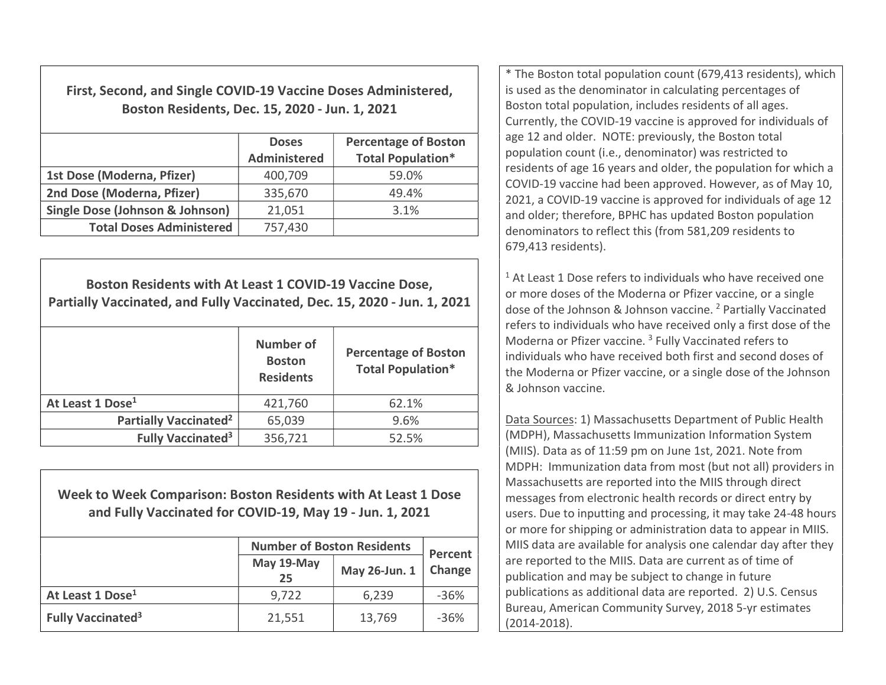## First, Second, and Single COVID-19 Vaccine Doses Administered, Boston Residents, Dec. 15, 2020 - Jun. 1, 2021

| | Doses Administered | Percentage of Boston Total Population* |
|---|---|---|
| 1st Dose (Moderna, Pfizer) | 400,709 | 59.0% |
| 2nd Dose (Moderna, Pfizer) | 335,670 | 49.4% |
| Single Dose (Johnson & Johnson) | 21,051 | 3.1% |
| **Total Doses Administered** | 757,430 | |

## Boston Residents with At Least 1 COVID-19 Vaccine Dose, Partially Vaccinated, and Fully Vaccinated, Dec. 15, 2020 - Jun. 1, 2021

| | Number of Boston Residents | Percentage of Boston Total Population* |
|---|---|---|
| At Least 1 Dose[1] | 421,760 | 62.1% |
| Partially Vaccinated[2] | 65,039 | 9.6% |
| Fully Vaccinated[3] | 356,721 | 52.5% |

## Week to Week Comparison: Boston Residents with At Least 1 Dose and Fully Vaccinated for COVID-19, May 19 - Jun. 1, 2021

| | Number of Boston Residents | | Percent Change |
|---|---|---|---|
| | May 19-May 25 | May 26-Jun. 1 | |
| At Least 1 Dose[1] | 9,722 | 6,239 | -36% |
| Fully Vaccinated[3] | 21,551 | 13,769 | -36% |

* The Boston total population count (679,413 residents), which is used as the denominator in calculating percentages of Boston total population, includes residents of all ages. Currently, the COVID-19 vaccine is approved for individuals of age 12 and older. NOTE: previously, the Boston total population count (i.e., denominator) was restricted to residents of age 16 years and older, the population for which a COVID-19 vaccine had been approved. However, as of May 10, 2021, a COVID-19 vaccine is approved for individuals of age 12 and older; therefore, BPHC has updated Boston population denominators to reflect this (from 581,209 residents to 679,413 residents).

[1] At Least 1 Dose refers to individuals who have received one or more doses of the Moderna or Pfizer vaccine, or a single dose of the Johnson & Johnson vaccine. [2] Partially Vaccinated refers to individuals who have received only a first dose of the Moderna or Pfizer vaccine. [3] Fully Vaccinated refers to individuals who have received both first and second doses of the Moderna or Pfizer vaccine, or a single dose of the Johnson & Johnson vaccine.

Data Sources: 1) Massachusetts Department of Public Health (MDPH), Massachusetts Immunization Information System (MIIS). Data as of 11:59 pm on June 1st, 2021. Note from MDPH: Immunization data from most (but not all) providers in Massachusetts are reported into the MIIS through direct messages from electronic health records or direct entry by users. Due to inputting and processing, it may take 24-48 hours or more for shipping or administration data to appear in MIIS. MIIS data are available for analysis one calendar day after they are reported to the MIIS. Data are current as of time of publication and may be subject to change in future publications as additional data are reported. 2) U.S. Census Bureau, American Community Survey, 2018 5-yr estimates (2014-2018).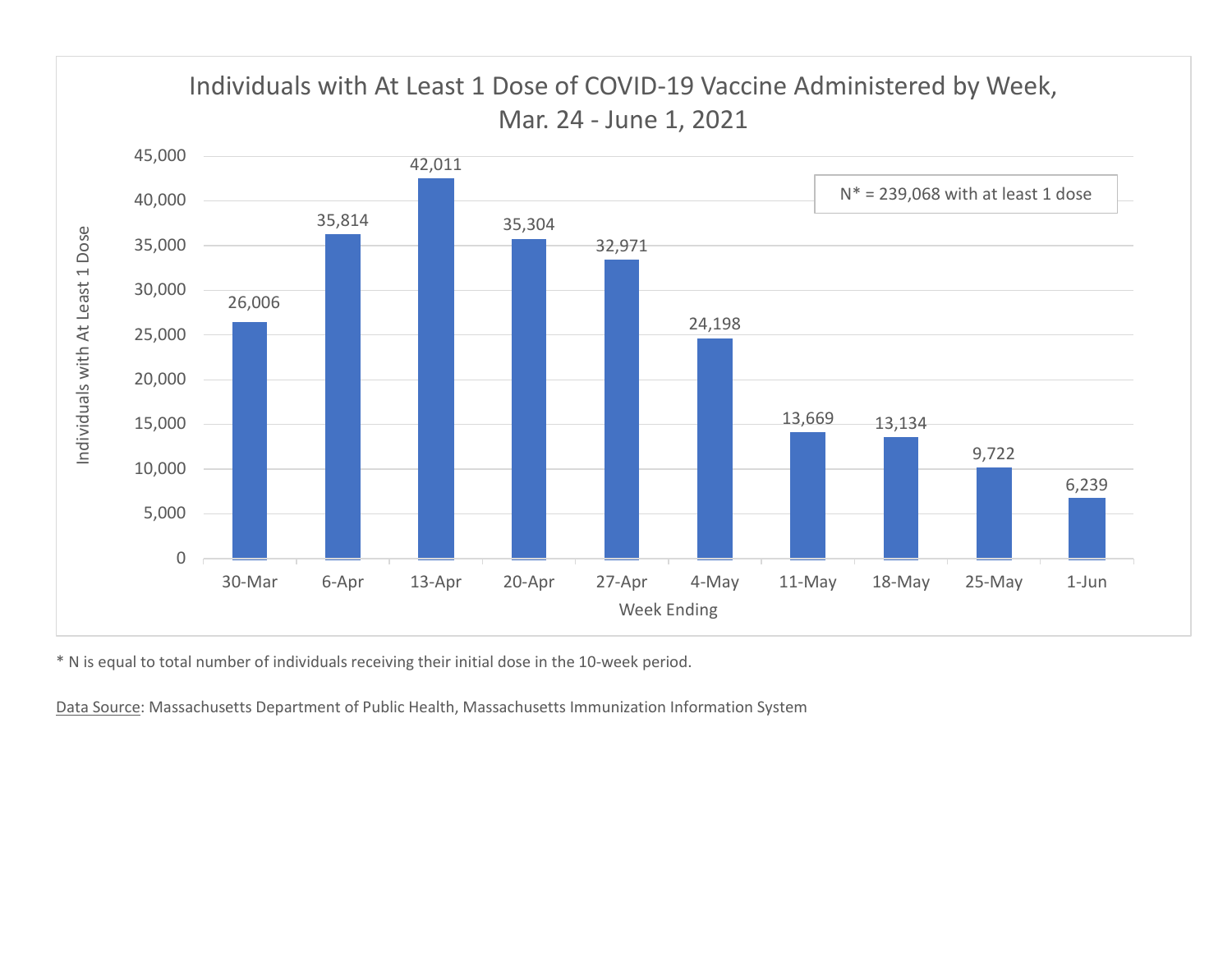## Individuals with At Least 1 Dose of COVID-19 Vaccine Administered by Week, Mar. 24 - June 1, 2021

N* = 239,068 with at least 1 dose

| Week Ending | Individuals with At Least 1 Dose |
| --- | --- |
| 30-Mar | 26,006 |
| 6-Apr | 35,814 |
| 13-Apr | 42,011 |
| 20-Apr | 35,304 |
| 27-Apr | 32,971 |
| 4-May | 24,198 |
| 11-May | 13,669 |
| 18-May | 13,134 |
| 25-May | 9,722 |
| 1-Jun | 6,239 |

* N is equal to total number of individuals receiving their initial dose in the 10-week period.

Data Source: Massachusetts Department of Public Health, Massachusetts Immunization Information System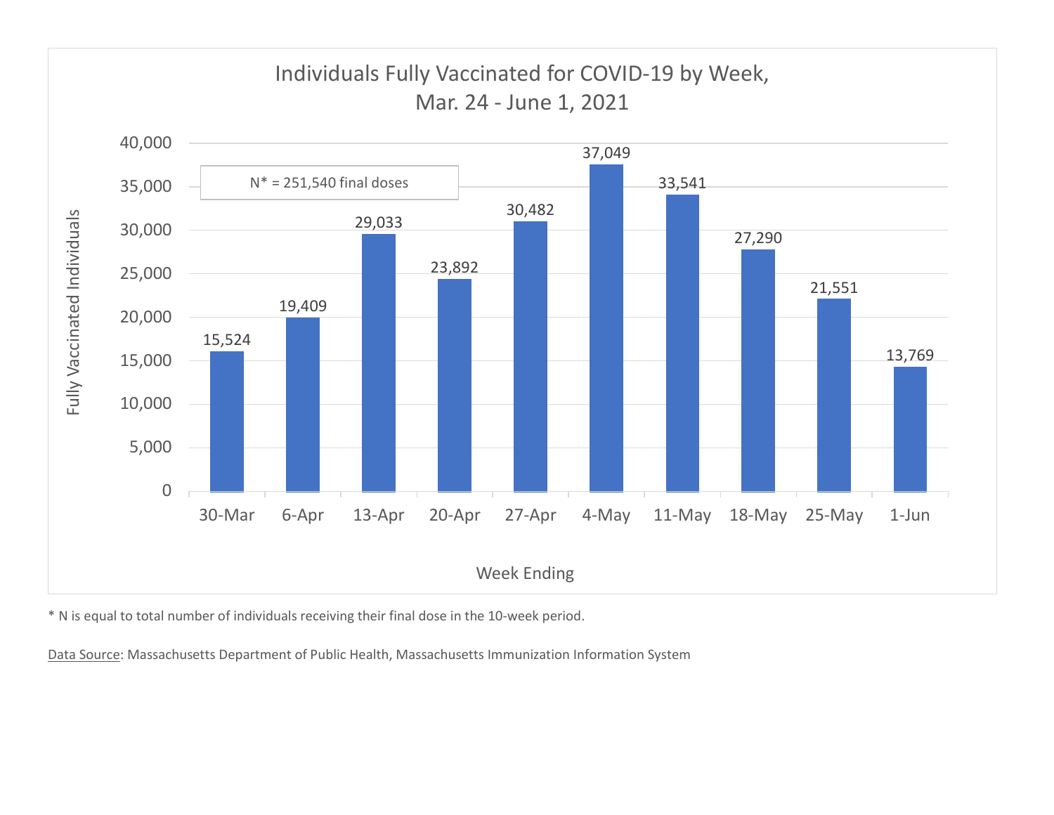## Individuals Fully Vaccinated for COVID-19 by Week, Mar. 24 - June 1, 2021

N* = 251,540 final doses

| Week Ending | Fully Vaccinated Individuals |
|---|---|
| 30-Mar | 15,524 |
| 6-Apr | 19,409 |
| 13-Apr | 29,033 |
| 20-Apr | 23,892 |
| 27-Apr | 30,482 |
| 4-May | 37,049 |
| 11-May | 33,541 |
| 18-May | 27,290 |
| 25-May | 21,551 |
| 1-Jun | 13,769 |

* N is equal to total number of individuals receiving their final dose in the 10-week period.

Data Source: Massachusetts Department of Public Health, Massachusetts Immunization Information System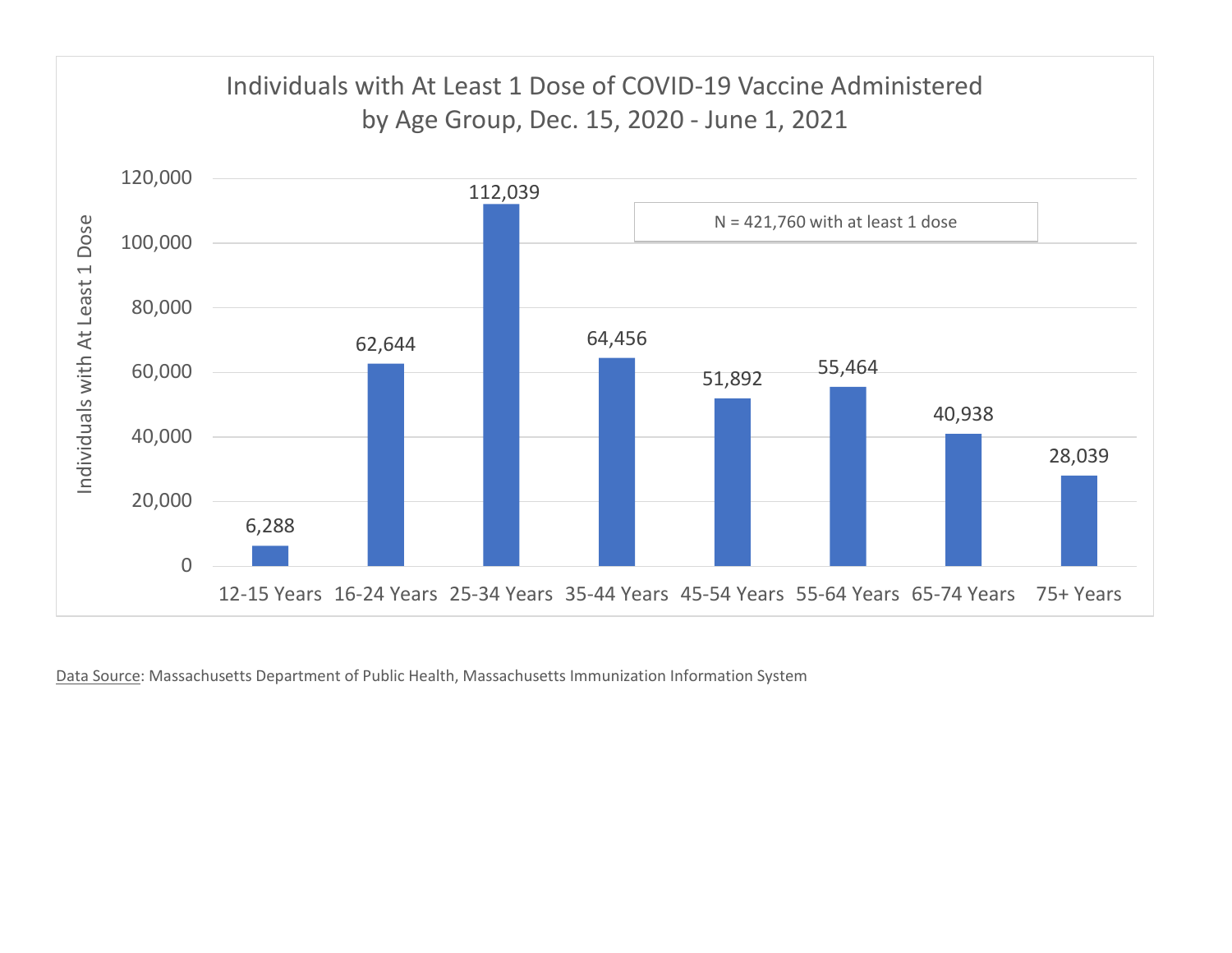## Individuals with At Least 1 Dose of COVID-19 Vaccine Administered by Age Group, Dec. 15, 2020 - June 1, 2021

N = 421,760 with at least 1 dose

| Age Group | Individuals with At Least 1 Dose |
|---|---|
| 12-15 Years | 6,288 |
| 16-24 Years | 62,644 |
| 25-34 Years | 112,039 |
| 35-44 Years | 64,456 |
| 45-54 Years | 51,892 |
| 55-64 Years | 55,464 |
| 65-74 Years | 40,938 |
| 75+ Years | 28,039 |

Data Source: Massachusetts Department of Public Health, Massachusetts Immunization Information System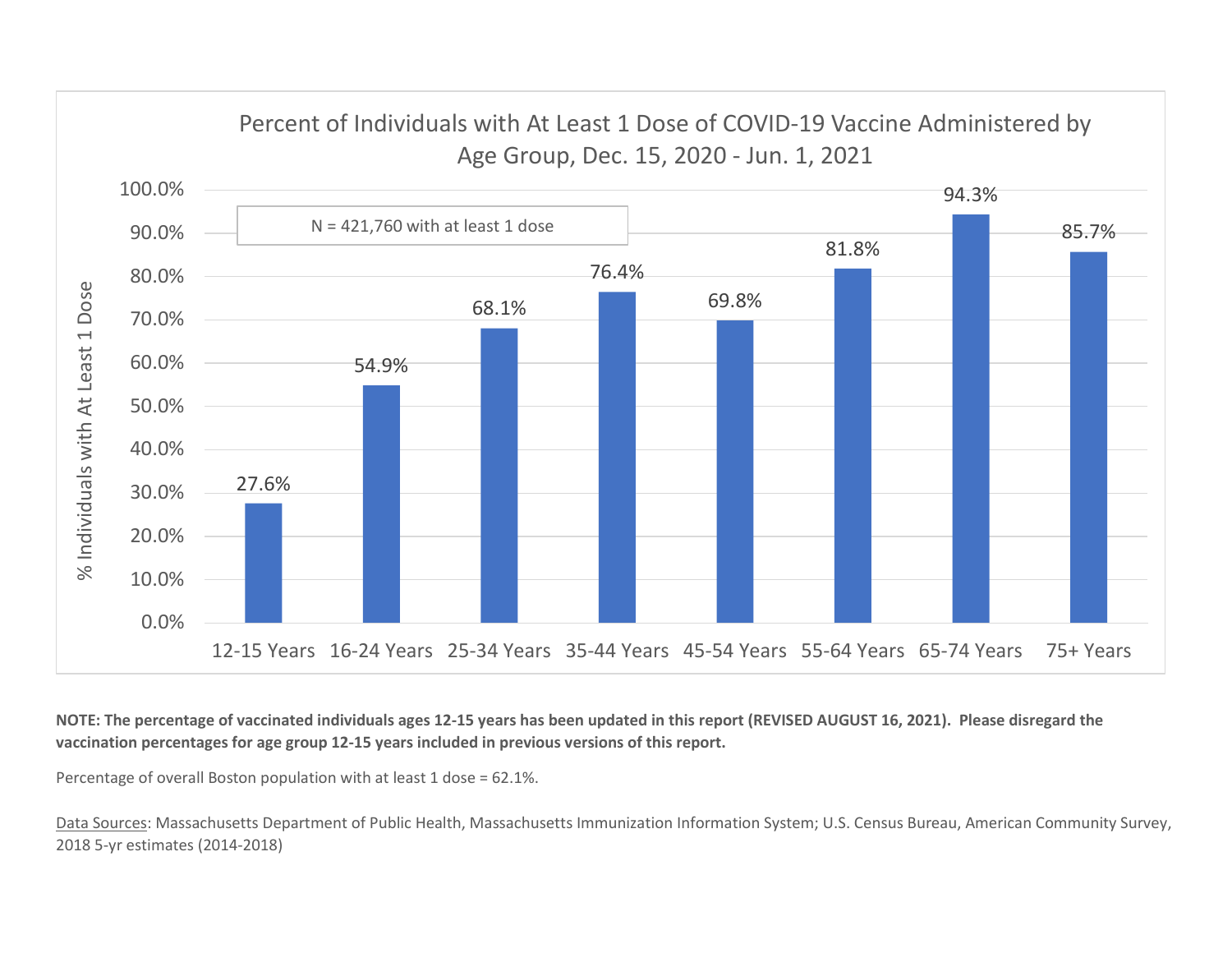## Percent of Individuals with At Least 1 Dose of COVID-19 Vaccine Administered by Age Group, Dec. 15, 2020 - Jun. 1, 2021

N = 421,760 with at least 1 dose

| Age Group | % Individuals with At Least 1 Dose |
|---|---|
| 12-15 Years | 27.6% |
| 16-24 Years | 54.9% |
| 25-34 Years | 68.1% |
| 35-44 Years | 76.4% |
| 45-54 Years | 69.8% |
| 55-64 Years | 81.8% |
| 65-74 Years | 94.3% |
| 75+ Years | 85.7% |

**NOTE: The percentage of vaccinated individuals ages 12-15 years has been updated in this report (REVISED AUGUST 16, 2021). Please disregard the vaccination percentages for age group 12-15 years included in previous versions of this report.**

Percentage of overall Boston population with at least 1 dose = 62.1%.

Data Sources: Massachusetts Department of Public Health, Massachusetts Immunization Information System; U.S. Census Bureau, American Community Survey, 2018 5-yr estimates (2014-2018)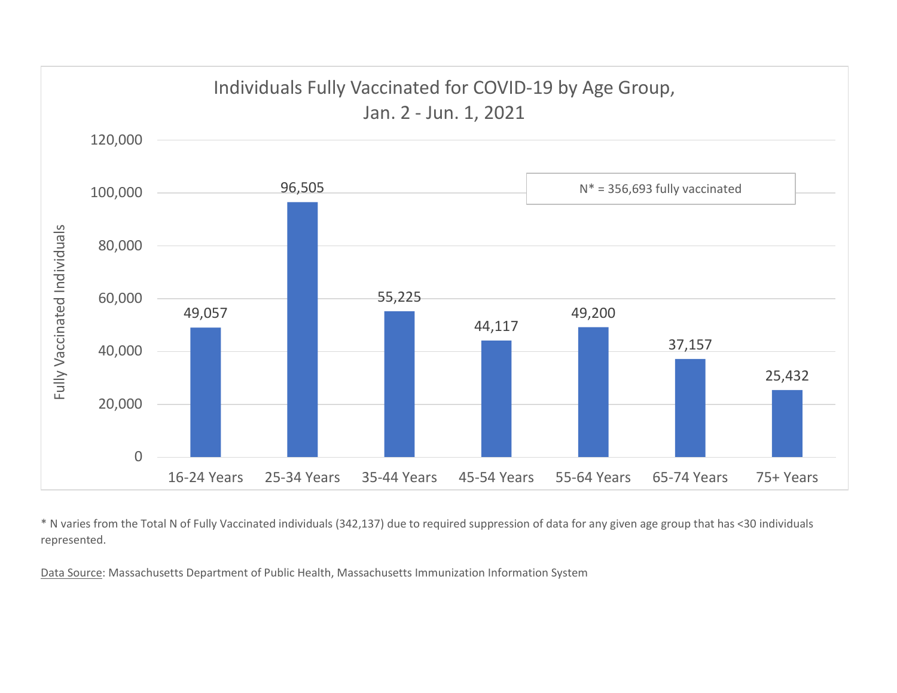## Individuals Fully Vaccinated for COVID-19 by Age Group, Jan. 2 - Jun. 1, 2021

N* = 356,693 fully vaccinated

| Age Group | Fully Vaccinated Individuals |
|---|---|
| 16-24 Years | 49,057 |
| 25-34 Years | 96,505 |
| 35-44 Years | 55,225 |
| 45-54 Years | 44,117 |
| 55-64 Years | 49,200 |
| 65-74 Years | 37,157 |
| 75+ Years | 25,432 |

* N varies from the Total N of Fully Vaccinated individuals (342,137) due to required suppression of data for any given age group that has <30 individuals represented.

Data Source: Massachusetts Department of Public Health, Massachusetts Immunization Information System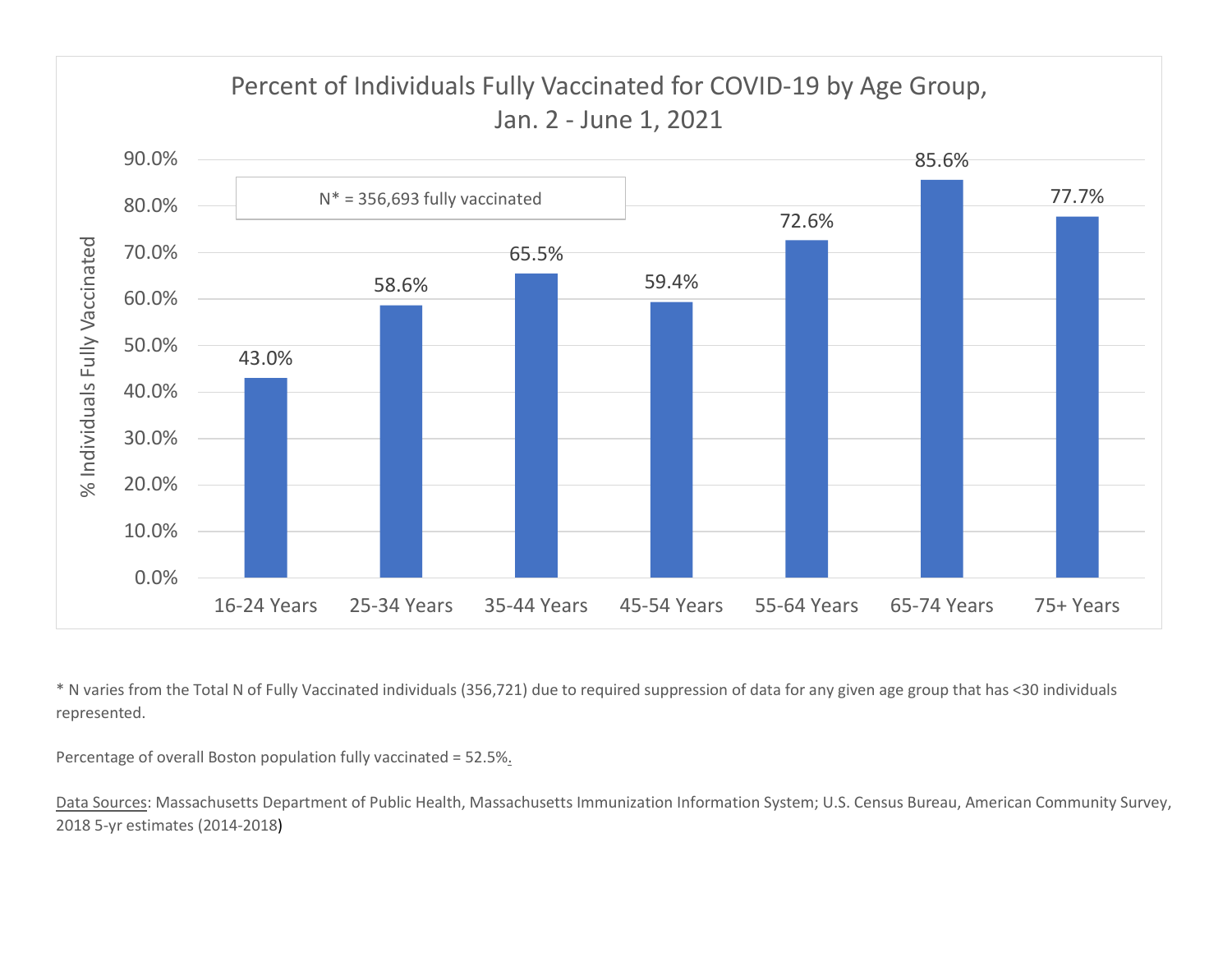## Percent of Individuals Fully Vaccinated for COVID-19 by Age Group, Jan. 2 - June 1, 2021

N* = 356,693 fully vaccinated

| Age Group | % Individuals Fully Vaccinated |
|---|---|
| 16-24 Years | 43.0% |
| 25-34 Years | 58.6% |
| 35-44 Years | 65.5% |
| 45-54 Years | 59.4% |
| 55-64 Years | 72.6% |
| 65-74 Years | 85.6% |
| 75+ Years | 77.7% |

* N varies from the Total N of Fully Vaccinated individuals (356,721) due to required suppression of data for any given age group that has <30 individuals represented.

Percentage of overall Boston population fully vaccinated = 52.5%.

Data Sources: Massachusetts Department of Public Health, Massachusetts Immunization Information System; U.S. Census Bureau, American Community Survey, 2018 5-yr estimates (2014-2018)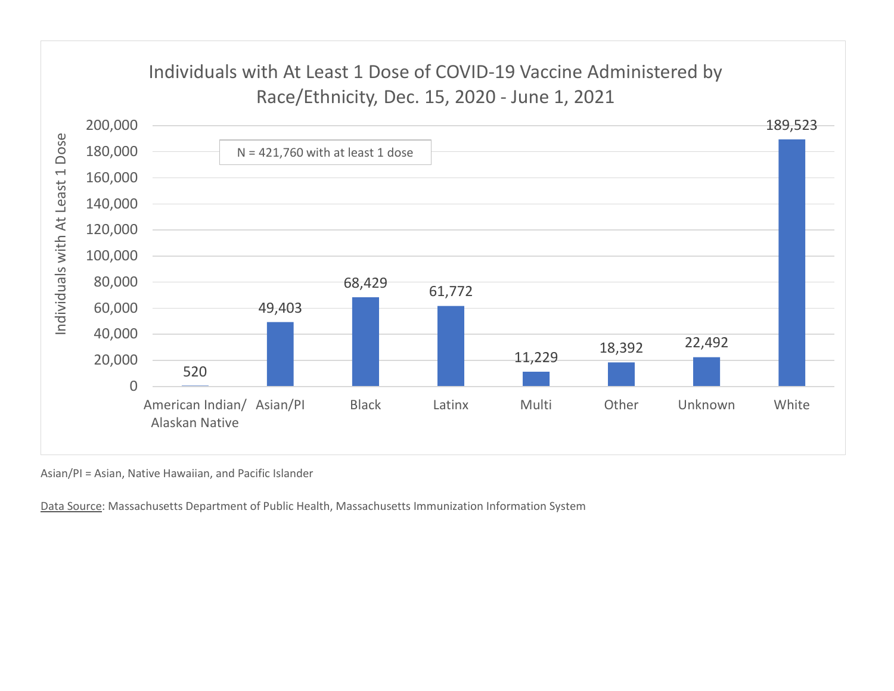## Individuals with At Least 1 Dose of COVID-19 Vaccine Administered by Race/Ethnicity, Dec. 15, 2020 - June 1, 2021

N = 421,760 with at least 1 dose

| Race/Ethnicity | Individuals with At Least 1 Dose |
|---|---|
| American Indian/ Alaskan Native | 520 |
| Asian/PI | 49,403 |
| Black | 68,429 |
| Latinx | 61,772 |
| Multi | 11,229 |
| Other | 18,392 |
| Unknown | 22,492 |
| White | 189,523 |

Asian/PI = Asian, Native Hawaiian, and Pacific Islander

Data Source: Massachusetts Department of Public Health, Massachusetts Immunization Information System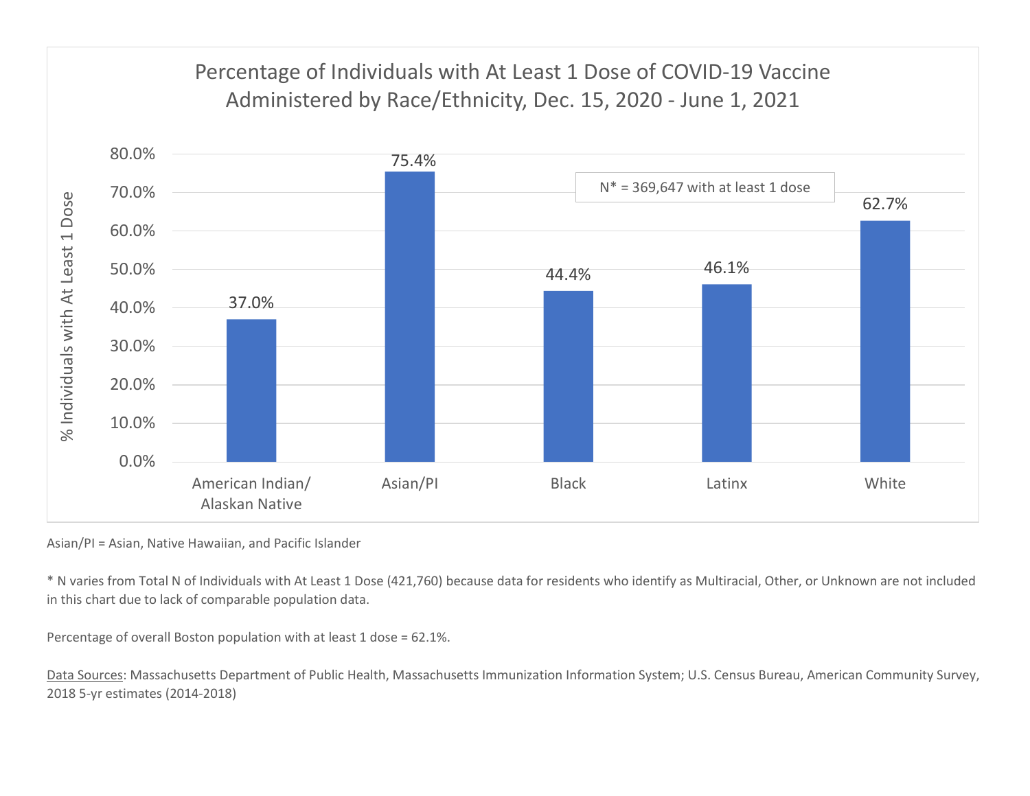## Percentage of Individuals with At Least 1 Dose of COVID-19 Vaccine Administered by Race/Ethnicity, Dec. 15, 2020 - June 1, 2021

| Race/Ethnicity | % Individuals with At Least 1 Dose |
|---|---|
| American Indian/ Alaskan Native | 37.0% |
| Asian/PI | 75.4% |
| Black | 44.4% |
| Latinx | 46.1% |
| White | 62.7% |

N* = 369,647 with at least 1 dose

Asian/PI = Asian, Native Hawaiian, and Pacific Islander

* N varies from Total N of Individuals with At Least 1 Dose (421,760) because data for residents who identify as Multiracial, Other, or Unknown are not included in this chart due to lack of comparable population data.

Percentage of overall Boston population with at least 1 dose = 62.1%.

Data Sources: Massachusetts Department of Public Health, Massachusetts Immunization Information System; U.S. Census Bureau, American Community Survey, 2018 5-yr estimates (2014-2018)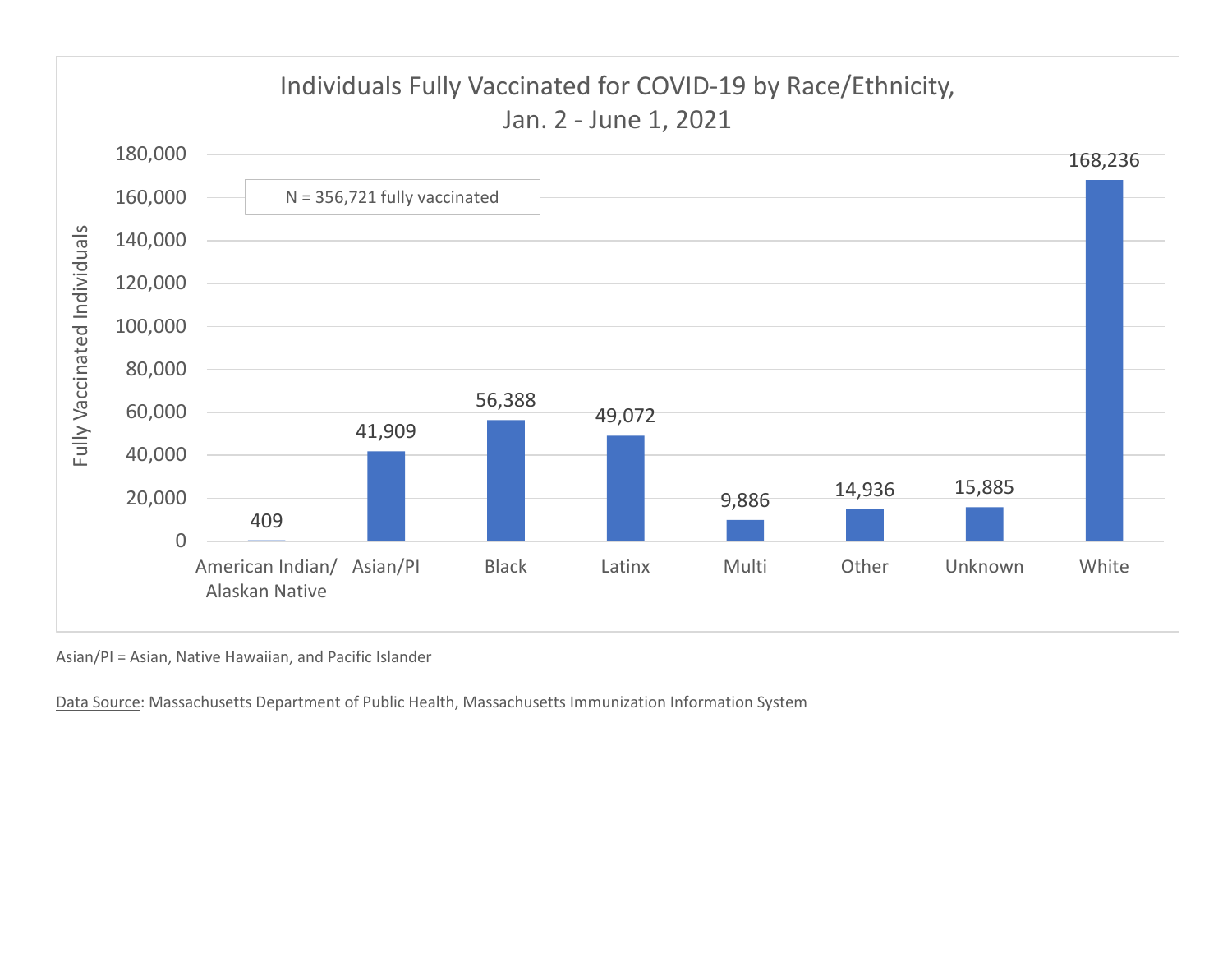## Individuals Fully Vaccinated for COVID-19 by Race/Ethnicity, Jan. 2 - June 1, 2021

N = 356,721 fully vaccinated

| Race/Ethnicity | Fully Vaccinated Individuals |
|---|---|
| American Indian/ Alaskan Native | 409 |
| Asian/PI | 41,909 |
| Black | 56,388 |
| Latinx | 49,072 |
| Multi | 9,886 |
| Other | 14,936 |
| Unknown | 15,885 |
| White | 168,236 |

Asian/PI = Asian, Native Hawaiian, and Pacific Islander

Data Source: Massachusetts Department of Public Health, Massachusetts Immunization Information System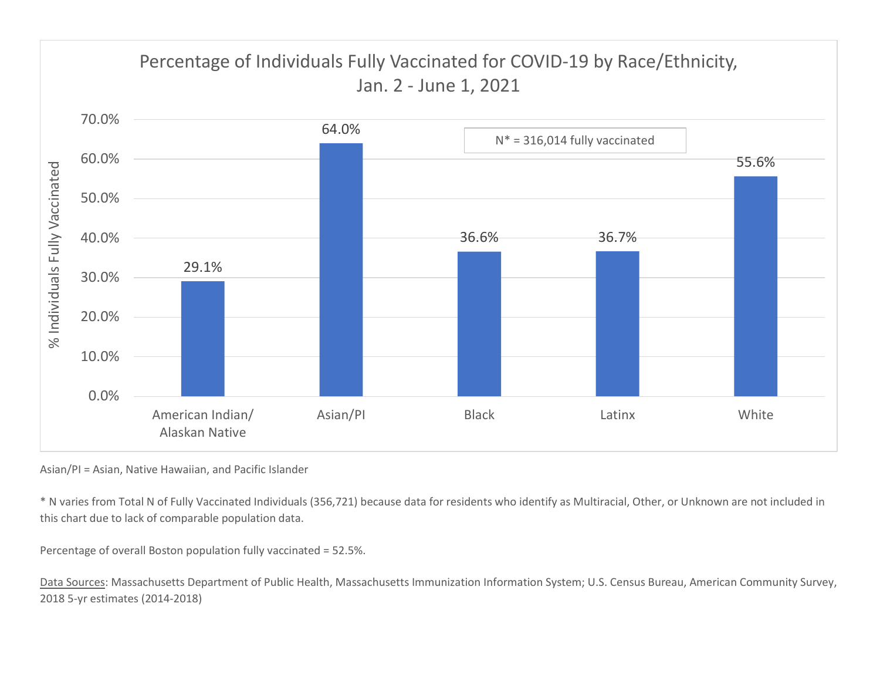## Percentage of Individuals Fully Vaccinated for COVID-19 by Race/Ethnicity, Jan. 2 - June 1, 2021

N* = 316,014 fully vaccinated

| Race/Ethnicity | % Individuals Fully Vaccinated |
|---|---|
| American Indian/ Alaskan Native | 29.1% |
| Asian/PI | 64.0% |
| Black | 36.6% |
| Latinx | 36.7% |
| White | 55.6% |

Asian/PI = Asian, Native Hawaiian, and Pacific Islander

* N varies from Total N of Fully Vaccinated Individuals (356,721) because data for residents who identify as Multiracial, Other, or Unknown are not included in this chart due to lack of comparable population data.

Percentage of overall Boston population fully vaccinated = 52.5%.

Data Sources: Massachusetts Department of Public Health, Massachusetts Immunization Information System; U.S. Census Bureau, American Community Survey, 2018 5-yr estimates (2014-2018)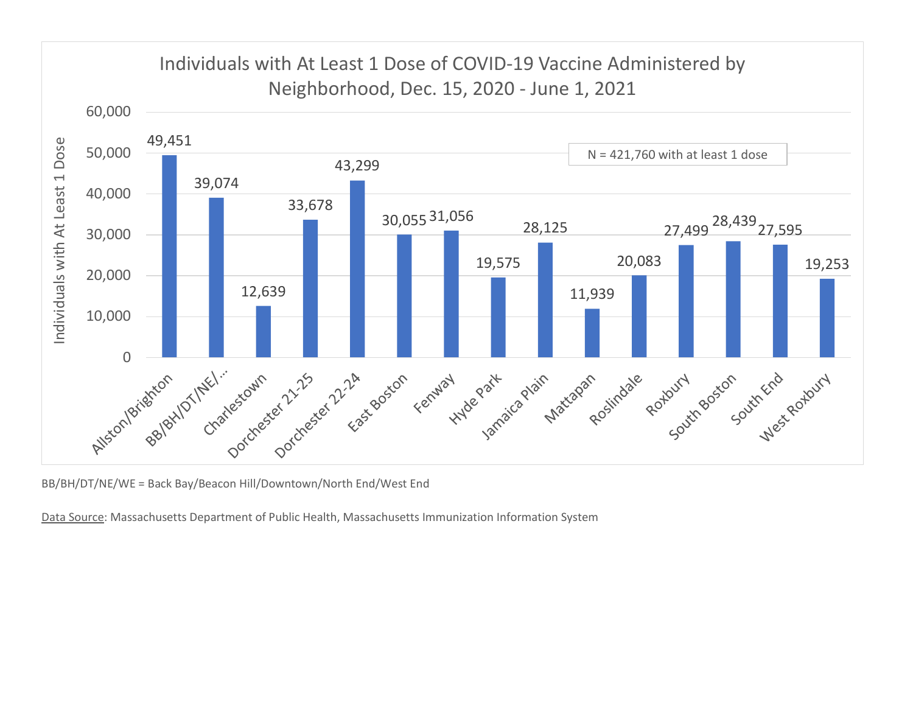## Individuals with At Least 1 Dose of COVID-19 Vaccine Administered by Neighborhood, Dec. 15, 2020 - June 1, 2021

N = 421,760 with at least 1 dose

| Neighborhood | Individuals with At Least 1 Dose |
|---|---|
| Allston/Brighton | 49,451 |
| BB/BH/DT/NE/... | 39,074 |
| Charlestown | 12,639 |
| Dorchester 21-25 | 33,678 |
| Dorchester 22-24 | 43,299 |
| East Boston | 30,055 |
| Fenway | 31,056 |
| Hyde Park | 19,575 |
| Jamaica Plain | 28,125 |
| Mattapan | 11,939 |
| Roslindale | 20,083 |
| Roxbury | 27,499 |
| South Boston | 28,439 |
| South End | 27,595 |
| West Roxbury | 19,253 |

BB/BH/DT/NE/WE = Back Bay/Beacon Hill/Downtown/North End/West End

Data Source: Massachusetts Department of Public Health, Massachusetts Immunization Information System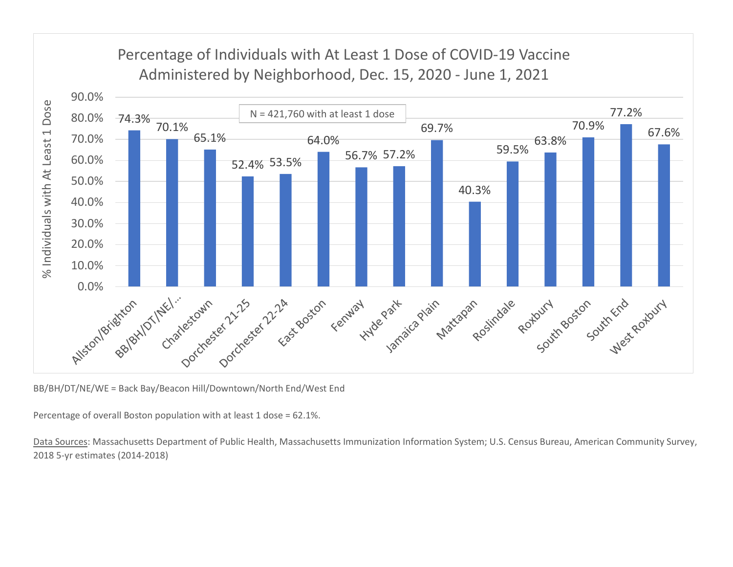## Percentage of Individuals with At Least 1 Dose of COVID-19 Vaccine Administered by Neighborhood, Dec. 15, 2020 - June 1, 2021

N = 421,760 with at least 1 dose

| Neighborhood | % Individuals with At Least 1 Dose |
| --- | --- |
| Allston/Brighton | 74.3% |
| BB/BH/DT/NE/… | 70.1% |
| Charlestown | 65.1% |
| Dorchester 21-25 | 52.4% |
| Dorchester 22-24 | 53.5% |
| East Boston | 64.0% |
| Fenway | 56.7% |
| Hyde Park | 57.2% |
| Jamaica Plain | 69.7% |
| Mattapan | 40.3% |
| Roslindale | 59.5% |
| Roxbury | 63.8% |
| South Boston | 70.9% |
| South End | 77.2% |
| West Roxbury | 67.6% |

BB/BH/DT/NE/WE = Back Bay/Beacon Hill/Downtown/North End/West End

Percentage of overall Boston population with at least 1 dose = 62.1%.

Data Sources: Massachusetts Department of Public Health, Massachusetts Immunization Information System; U.S. Census Bureau, American Community Survey, 2018 5-yr estimates (2014-2018)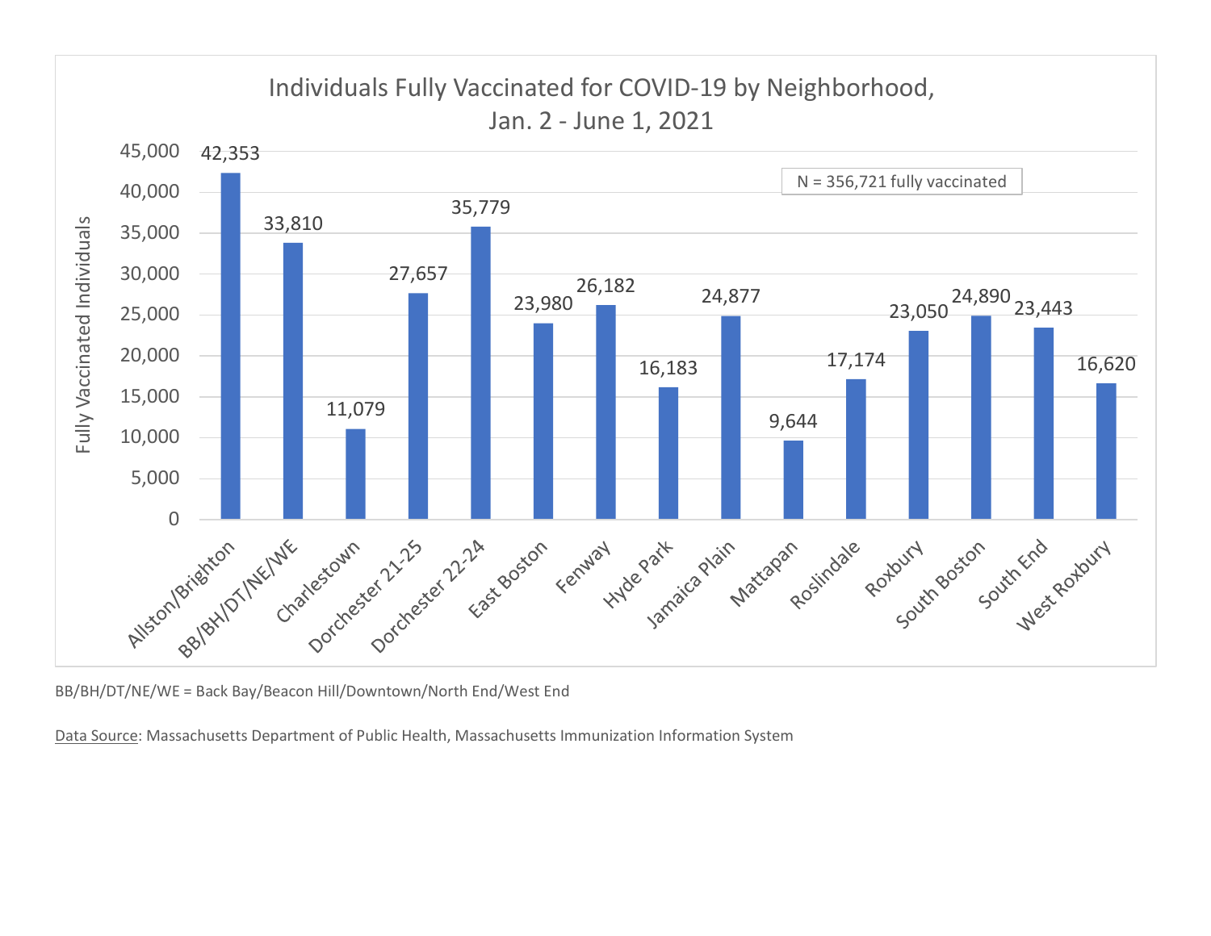## Individuals Fully Vaccinated for COVID-19 by Neighborhood, Jan. 2 - June 1, 2021

N = 356,721 fully vaccinated

| Neighborhood | Fully Vaccinated Individuals |
| --- | --- |
| Allston/Brighton | 42,353 |
| BB/BH/DT/NE/WE | 33,810 |
| Charlestown | 11,079 |
| Dorchester 21-25 | 27,657 |
| Dorchester 22-24 | 35,779 |
| East Boston | 23,980 |
| Fenway | 26,182 |
| Hyde Park | 16,183 |
| Jamaica Plain | 24,877 |
| Mattapan | 9,644 |
| Roslindale | 17,174 |
| Roxbury | 23,050 |
| South Boston | 24,890 |
| South End | 23,443 |
| West Roxbury | 16,620 |

BB/BH/DT/NE/WE = Back Bay/Beacon Hill/Downtown/North End/West End

Data Source: Massachusetts Department of Public Health, Massachusetts Immunization Information System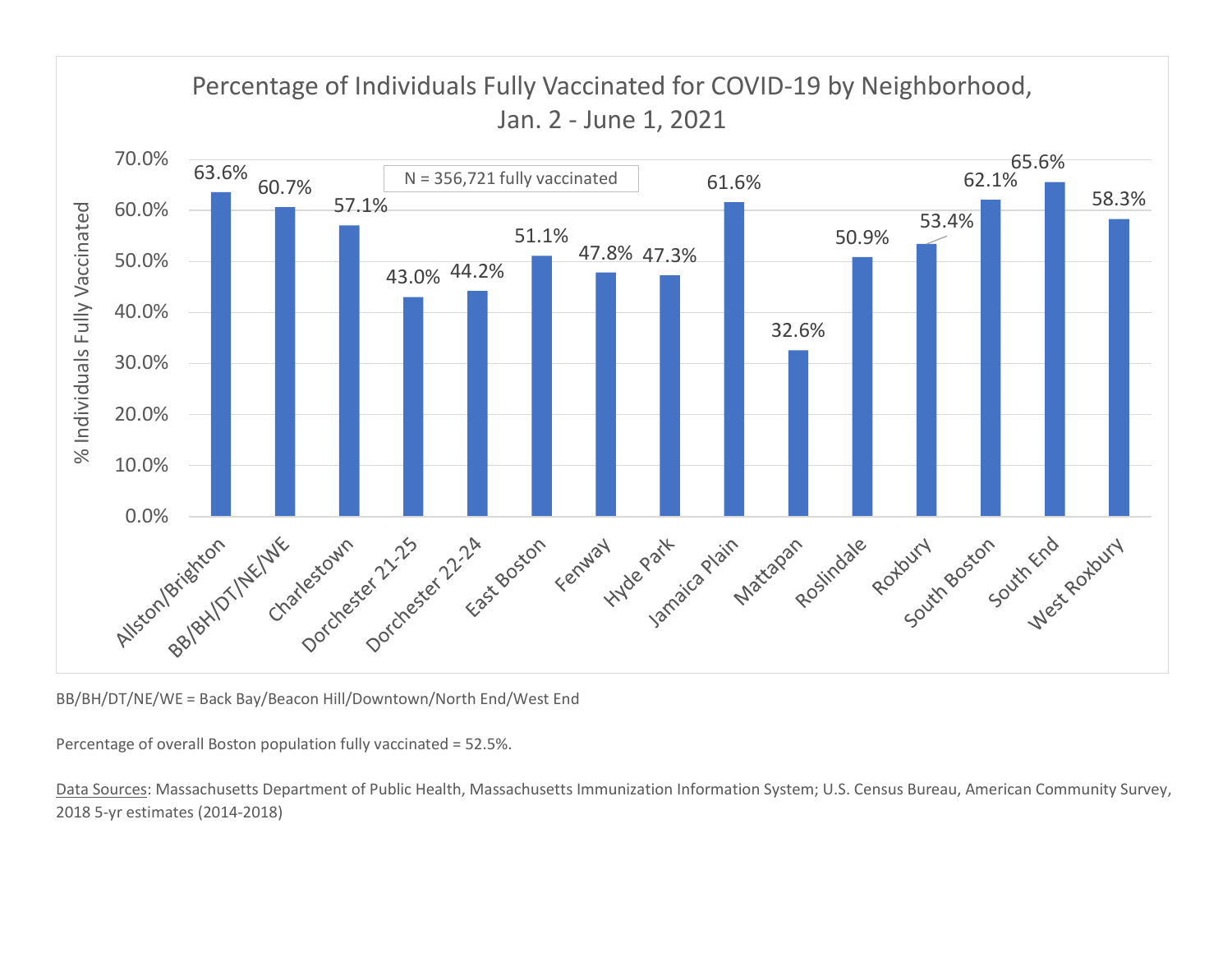## Percentage of Individuals Fully Vaccinated for COVID-19 by Neighborhood, Jan. 2 - June 1, 2021

N = 356,721 fully vaccinated

| Neighborhood | % Individuals Fully Vaccinated |
|---|---|
| Allston/Brighton | 63.6% |
| BB/BH/DT/NE/WE | 60.7% |
| Charlestown | 57.1% |
| Dorchester 21-25 | 43.0% |
| Dorchester 22-24 | 44.2% |
| East Boston | 51.1% |
| Fenway | 47.8% |
| Hyde Park | 47.3% |
| Jamaica Plain | 61.6% |
| Mattapan | 32.6% |
| Roslindale | 50.9% |
| Roxbury | 53.4% |
| South Boston | 62.1% |
| South End | 65.6% |
| West Roxbury | 58.3% |

BB/BH/DT/NE/WE = Back Bay/Beacon Hill/Downtown/North End/West End

Percentage of overall Boston population fully vaccinated = 52.5%.

Data Sources: Massachusetts Department of Public Health, Massachusetts Immunization Information System; U.S. Census Bureau, American Community Survey, 2018 5-yr estimates (2014-2018)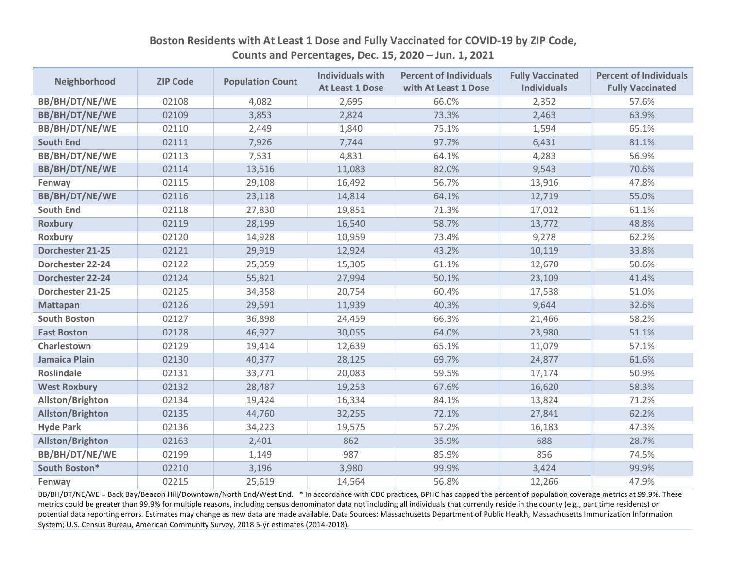## Boston Residents with At Least 1 Dose and Fully Vaccinated for COVID-19 by ZIP Code, Counts and Percentages, Dec. 15, 2020 – Jun. 1, 2021

| Neighborhood | ZIP Code | Population Count | Individuals with At Least 1 Dose | Percent of Individuals with At Least 1 Dose | Fully Vaccinated Individuals | Percent of Individuals Fully Vaccinated |
|---|---|---|---|---|---|---|
| **BB/BH/DT/NE/WE** | 02108 | 4,082 | 2,695 | 66.0% | 2,352 | 57.6% |
| **BB/BH/DT/NE/WE** | 02109 | 3,853 | 2,824 | 73.3% | 2,463 | 63.9% |
| **BB/BH/DT/NE/WE** | 02110 | 2,449 | 1,840 | 75.1% | 1,594 | 65.1% |
| **South End** | 02111 | 7,926 | 7,744 | 97.7% | 6,431 | 81.1% |
| **BB/BH/DT/NE/WE** | 02113 | 7,531 | 4,831 | 64.1% | 4,283 | 56.9% |
| **BB/BH/DT/NE/WE** | 02114 | 13,516 | 11,083 | 82.0% | 9,543 | 70.6% |
| **Fenway** | 02115 | 29,108 | 16,492 | 56.7% | 13,916 | 47.8% |
| **BB/BH/DT/NE/WE** | 02116 | 23,118 | 14,814 | 64.1% | 12,719 | 55.0% |
| **South End** | 02118 | 27,830 | 19,851 | 71.3% | 17,012 | 61.1% |
| **Roxbury** | 02119 | 28,199 | 16,540 | 58.7% | 13,772 | 48.8% |
| **Roxbury** | 02120 | 14,928 | 10,959 | 73.4% | 9,278 | 62.2% |
| **Dorchester 21-25** | 02121 | 29,919 | 12,924 | 43.2% | 10,119 | 33.8% |
| **Dorchester 22-24** | 02122 | 25,059 | 15,305 | 61.1% | 12,670 | 50.6% |
| **Dorchester 22-24** | 02124 | 55,821 | 27,994 | 50.1% | 23,109 | 41.4% |
| **Dorchester 21-25** | 02125 | 34,358 | 20,754 | 60.4% | 17,538 | 51.0% |
| **Mattapan** | 02126 | 29,591 | 11,939 | 40.3% | 9,644 | 32.6% |
| **South Boston** | 02127 | 36,898 | 24,459 | 66.3% | 21,466 | 58.2% |
| **East Boston** | 02128 | 46,927 | 30,055 | 64.0% | 23,980 | 51.1% |
| **Charlestown** | 02129 | 19,414 | 12,639 | 65.1% | 11,079 | 57.1% |
| **Jamaica Plain** | 02130 | 40,377 | 28,125 | 69.7% | 24,877 | 61.6% |
| **Roslindale** | 02131 | 33,771 | 20,083 | 59.5% | 17,174 | 50.9% |
| **West Roxbury** | 02132 | 28,487 | 19,253 | 67.6% | 16,620 | 58.3% |
| **Allston/Brighton** | 02134 | 19,424 | 16,334 | 84.1% | 13,824 | 71.2% |
| **Allston/Brighton** | 02135 | 44,760 | 32,255 | 72.1% | 27,841 | 62.2% |
| **Hyde Park** | 02136 | 34,223 | 19,575 | 57.2% | 16,183 | 47.3% |
| **Allston/Brighton** | 02163 | 2,401 | 862 | 35.9% | 688 | 28.7% |
| **BB/BH/DT/NE/WE** | 02199 | 1,149 | 987 | 85.9% | 856 | 74.5% |
| **South Boston*** | 02210 | 3,196 | 3,980 | 99.9% | 3,424 | 99.9% |
| **Fenway** | 02215 | 25,619 | 14,564 | 56.8% | 12,266 | 47.9% |

BB/BH/DT/NE/WE = Back Bay/Beacon Hill/Downtown/North End/West End. * In accordance with CDC practices, BPHC has capped the percent of population coverage metrics at 99.9%. These metrics could be greater than 99.9% for multiple reasons, including census denominator data not including all individuals that currently reside in the county (e.g., part time residents) or potential data reporting errors. Estimates may change as new data are made available. Data Sources: Massachusetts Department of Public Health, Massachusetts Immunization Information System; U.S. Census Bureau, American Community Survey, 2018 5-yr estimates (2014-2018).